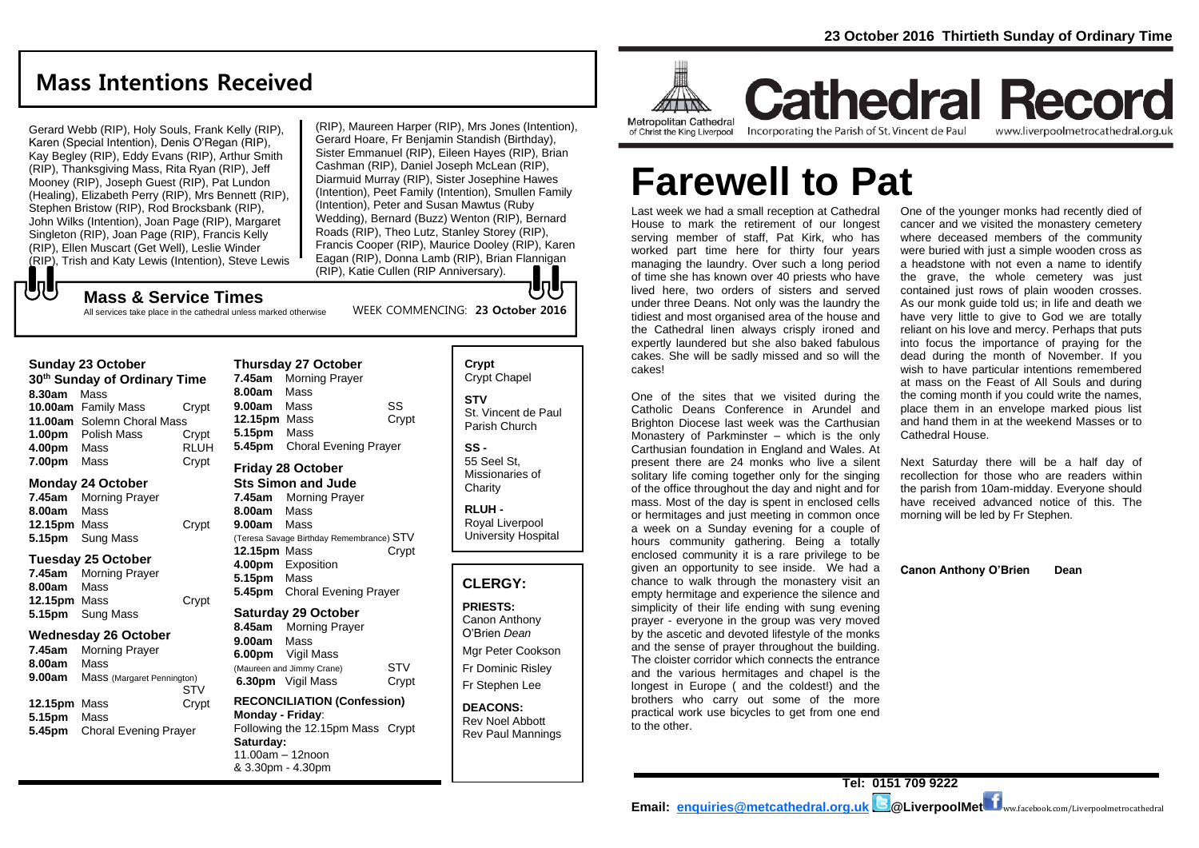23 October 2016 Thirtieth Sunday of Ordinary Time

Metropolitan Cathedral of Christ the King Liverpool

# Cathedral Record

Incorporating the Parish of St. Vincent de Paul — www.liverpoolmetrocathedral.org.uk

# Farewell to Pat

Last week we had a small reception at Cathedral House to mark the retirement of our longest serving member of staff, Pat Kirk, who has worked part time here for thirty four years managing the laundry. Over such a long period of time she has known over 40 priests who have lived here, two orders of sisters and served under three Deans. Not only was the laundry the tidiest and most organised area of the house and the Cathedral linen always crisply ironed and expertly laundered but she also baked fabulous cakes. She will be sadly missed and so will the cakes!

One of the sites that we visited during the Catholic Deans Conference in Arundel and Brighton Diocese last week was the Carthusian Monastery of Parkminster – which is the only Carthusian foundation in England and Wales. At present there are 24 monks who live a silent solitary life coming together only for the singing of the office throughout the day and night and for mass. Most of the day is spent in enclosed cells or hermitages and just meeting in common once a week on a Sunday evening for a couple of hours community gathering. Being a totally enclosed community it is a rare privilege to be given an opportunity to see inside. We had a chance to walk through the monastery visit an empty hermitage and experience the silence and simplicity of their life ending with sung evening prayer - everyone in the group was very moved by the ascetic and devoted lifestyle of the monks and the sense of prayer throughout the building. The cloister corridor which connects the entrance and the various hermitages and chapel is the longest in Europe ( and the coldest!) and the brothers who carry out some of the more practical work use bicycles to get from one end to the other.

One of the younger monks had recently died of cancer and we visited the monastery cemetery where deceased members of the community were buried with just a simple wooden cross as a headstone with not even a name to identify the grave, the whole cemetery was just contained just rows of plain wooden crosses. As our monk guide told us; in life and death we have very little to give to God we are totally reliant on his love and mercy. Perhaps that puts into focus the importance of praying for the dead during the month of November. If you wish to have particular intentions remembered at mass on the Feast of All Souls and during the coming month if you could write the names, place them in an envelope marked pious list and hand them in at the weekend Masses or to Cathedral House.

Next Saturday there will be a half day of recollection for those who are readers within the parish from 10am-midday. Everyone should have received advanced notice of this. The morning will be led by Fr Stephen.

**Canon Anthony O'Brien Dean**

## Mass Intentions Received

Gerard Webb (RIP), Holy Souls, Frank Kelly (RIP), Karen (Special Intention), Denis O'Regan (RIP), Kay Begley (RIP), Eddy Evans (RIP), Arthur Smith (RIP), Thanksgiving Mass, Rita Ryan (RIP), Jeff Mooney (RIP), Joseph Guest (RIP), Pat Lundon (Healing), Elizabeth Perry (RIP), Mrs Bennett (RIP), Stephen Bristow (RIP), Rod Brocksbank (RIP), John Wilks (Intention), Joan Page (RIP), Margaret Singleton (RIP), Joan Page (RIP), Francis Kelly (RIP), Ellen Muscart (Get Well), Leslie Winder (RIP), Trish and Katy Lewis (Intention), Steve Lewis (RIP), Maureen Harper (RIP), Mrs Jones (Intention), Gerard Hoare, Fr Benjamin Standish (Birthday), Sister Emmanuel (RIP), Eileen Hayes (RIP), Brian Cashman (RIP), Daniel Joseph McLean (RIP), Diarmuid Murray (RIP), Sister Josephine Hawes (Intention), Peet Family (Intention), Smullen Family (Intention), Peter and Susan Mawtus (Ruby Wedding), Bernard (Buzz) Wenton (RIP), Bernard Roads (RIP), Theo Lutz, Stanley Storey (RIP), Francis Cooper (RIP), Maurice Dooley (RIP), Karen Eagan (RIP), Donna Lamb (RIP), Brian Flannigan (RIP), Katie Cullen (RIP Anniversary).

## Mass & Service Times

All services take place in the cathedral unless marked otherwise

WEEK COMMENCING: **23 October 2016**

**Sunday 23 October**
**30th Sunday of Ordinary Time**

| | | |
|---|---|---|
| **8.30am** | Mass | |
| **10.00am** | Family Mass | Crypt |
| **11.00am** | Solemn Choral Mass | |
| **1.00pm** | Polish Mass | Crypt |
| **4.00pm** | Mass | RLUH |
| **7.00pm** | Mass | Crypt |

**Monday 24 October**

| | | |
|---|---|---|
| **7.45am** | Morning Prayer | |
| **8.00am** | Mass | |
| **12.15pm** | Mass | Crypt |
| **5.15pm** | Sung Mass | |

**Tuesday 25 October**

| | | |
|---|---|---|
| **7.45am** | Morning Prayer | |
| **8.00am** | Mass | |
| **12.15pm** | Mass | Crypt |
| **5.15pm** | Sung Mass | |

**Wednesday 26 October**

| | | |
|---|---|---|
| **7.45am** | Morning Prayer | |
| **8.00am** | Mass | |
| **9.00am** | Mass (Margaret Pennington) | STV |
| **12.15pm** | Mass | Crypt |
| **5.15pm** | Mass | |
| **5.45pm** | Choral Evening Prayer | |

**Thursday 27 October**

| | | |
|---|---|---|
| **7.45am** | Morning Prayer | |
| **8.00am** | Mass | |
| **9.00am** | Mass | SS |
| **12.15pm** | Mass | Crypt |
| **5.15pm** | Mass | |
| **5.45pm** | Choral Evening Prayer | |

**Friday 28 October**
**Sts Simon and Jude**

| | | |
|---|---|---|
| **7.45am** | Morning Prayer | |
| **8.00am** | Mass | |
| **9.00am** | Mass (Teresa Savage Birthday Remembrance) | STV |
| **12.15pm** | Mass | Crypt |
| **4.00pm** | Exposition | |
| **5.15pm** | Mass | |
| **5.45pm** | Choral Evening Prayer | |

**Saturday 29 October**

| | | |
|---|---|---|
| **8.45am** | Morning Prayer | |
| **9.00am** | Mass | |
| **6.00pm** | Vigil Mass (Maureen and Jimmy Crane) | STV |
| **6.30pm** | Vigil Mass | Crypt |

**RECONCILIATION (Confession)**
**Monday - Friday**: Following the 12.15pm Mass Crypt
**Saturday:** 11.00am – 12noon & 3.30pm - 4.30pm

**Crypt** Crypt Chapel
**STV** St. Vincent de Paul Parish Church
**SS -** 55 Seel St, Missionaries of Charity
**RLUH -** Royal Liverpool University Hospital

## CLERGY:

**PRIESTS:**
Canon Anthony O'Brien *Dean*
Mgr Peter Cookson
Fr Dominic Risley
Fr Stephen Lee

**DEACONS:**
Rev Noel Abbott
Rev Paul Mannings

**Tel: 0151 709 9222**
**Email: enquiries@metcathedral.org.uk @LiverpoolMet** www.facebook.com/Liverpoolmetrocathedral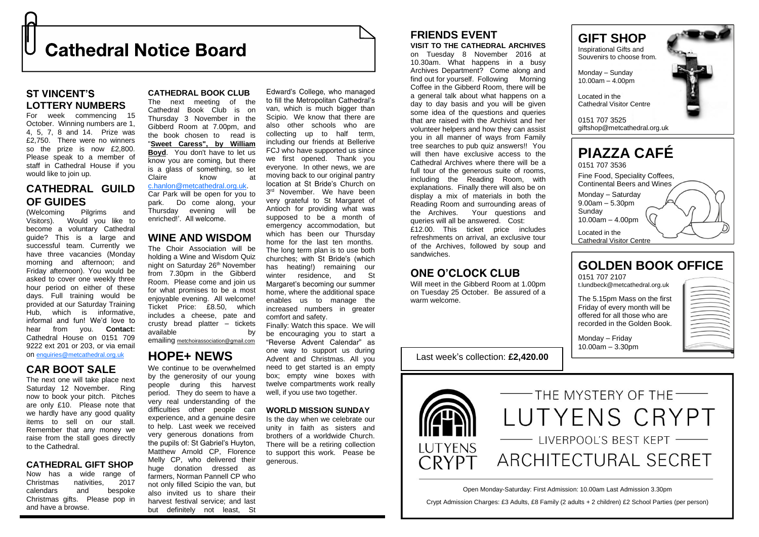# Cathedral Notice Board

## ST VINCENT'S LOTTERY NUMBERS

For week commencing 15 October. Winning numbers are 1, 4, 5, 7, 8 and 14. Prize was £2,750. There were no winners so the prize is now £2,800. Please speak to a member of staff in Cathedral House if you would like to join up.

## CATHEDRAL GUILD OF GUIDES

(Welcoming Pilgrims and Visitors). Would you like to become a voluntary Cathedral guide? This is a large and successful team. Currently we have three vacancies (Monday morning and afternoon; and Friday afternoon). You would be asked to cover one weekly three hour period on either of these days. Full training would be provided at our Saturday Training Hub, which is informative, informal and fun! We'd love to hear from you. **Contact:** Cathedral House on 0151 709 9222 ext 201 or 203, or via email on enquiries@metcathedral.org.uk

## CAR BOOT SALE

The next one will take place next Saturday 12 November. Ring now to book your pitch. Pitches are only £10. Please note that we hardly have any good quality items to sell on our stall. Remember that any money we raise from the stall goes directly to the Cathedral.

### CATHEDRAL GIFT SHOP

Now has a wide range of Christmas nativities, 2017 calendars and bespoke Christmas gifts. Please pop in and have a browse.

### CATHEDRAL BOOK CLUB

The next meeting of the Cathedral Book Club is on Thursday 3 November in the Gibberd Room at 7.00pm, and the book chosen to read is "**Sweet Caress", by William Boyd**. You don't have to let us know you are coming, but there is a glass of something, so let Claire know at c.hanlon@metcathedral.org.uk. Car Park will be open for you to park. Do come along, your Thursday evening will be enriched!'. All welcome.

## WINE AND WISDOM

The Choir Association will be holding a Wine and Wisdom Quiz night on Saturday 26th November from 7.30pm in the Gibberd Room. Please come and join us for what promises to be a most enjoyable evening. All welcome! Ticket Price: £8.50, which includes a cheese, pate and crusty bread platter – tickets available by emailing metchoirassociation@gmail.com

## HOPE+ NEWS

We continue to be overwhelmed by the generosity of our young people during this harvest period. They do seem to have a very real understanding of the difficulties other people can experience, and a genuine desire to help. Last week we received very generous donations from the pupils of: St Gabriel's Huyton, Matthew Arnold CP, Florence Melly CP, who delivered their huge donation dressed as farmers, Norman Pannell CP who not only filled Scipio the van, but also invited us to share their harvest festival service; and last but definitely not least, St Edward's College, who managed to fill the Metropolitan Cathedral's van, which is much bigger than Scipio. We know that there are also other schools who are collecting up to half term, including our friends at Bellerive FCJ who have supported us since we first opened. Thank you everyone. In other news, we are moving back to our original pantry location at St Bride's Church on 3rd November. We have been very grateful to St Margaret of Antioch for providing what was supposed to be a month of emergency accommodation, but which has been our Thursday home for the last ten months. The long term plan is to use both churches; with St Bride's (which has heating!) remaining our winter residence, and St Margaret's becoming our summer home, where the additional space enables us to manage the increased numbers in greater comfort and safety.

Finally: Watch this space. We will be encouraging you to start a "Reverse Advent Calendar" as one way to support us during Advent and Christmas. All you need to get started is an empty box; empty wine boxes with twelve compartments work really well, if you use two together.

### WORLD MISSION SUNDAY

Is the day when we celebrate our unity in faith as sisters and brothers of a worldwide Church. There will be a retiring collection to support this work. Pease be generous.

## FRIENDS EVENT

**VISIT TO THE CATHEDRAL ARCHIVES** on Tuesday 8 November 2016 at 10.30am. What happens in a busy Archives Department? Come along and find out for yourself. Following Morning Coffee in the Gibberd Room, there will be a general talk about what happens on a day to day basis and you will be given some idea of the questions and queries that are raised with the Archivist and her volunteer helpers and how they can assist you in all manner of ways from Family tree searches to pub quiz answers!! You will then have exclusive access to the Cathedral Archives where there will be a full tour of the generous suite of rooms, including the Reading Room, with explanations. Finally there will also be on display a mix of materials in both the Reading Room and surrounding areas of the Archives. Your questions and queries will all be answered. Cost: £12.00. This ticket price includes refreshments on arrival, an exclusive tour of the Archives, followed by soup and sandwiches.

## ONE O'CLOCK CLUB

Will meet in the Gibberd Room at 1.00pm on Tuesday 25 October. Be assured of a warm welcome.

Last week's collection: **£2,420.00**

## GIFT SHOP

Inspirational Gifts and Souvenirs to choose from.

Monday – Sunday
10.00am – 4.00pm

Located in the Cathedral Visitor Centre

0151 707 3525
giftshop@metcathedral.org.uk

# PIAZZA CAFÉ

0151 707 3536

Fine Food, Speciality Coffees, Continental Beers and Wines

Monday – Saturday
9.00am – 5.30pm
Sunday
10.00am – 4.00pm

Located in the Cathedral Visitor Centre

## GOLDEN BOOK OFFICE

0151 707 2107
t.lundbeck@metcathedral.org.uk

The 5.15pm Mass on the first Friday of every month will be offered for all those who are recorded in the Golden Book.

Monday – Friday
10.00am – 3.30pm

LUTYENS CRYPT

THE MYSTERY OF THE LUTYENS CRYPT — LIVERPOOL'S BEST KEPT — ARCHITECTURAL SECRET

Open Monday-Saturday: First Admission: 10.00am Last Admission 3.30pm

Crypt Admission Charges: £3 Adults, £8 Family (2 adults + 2 children) £2 School Parties (per person)